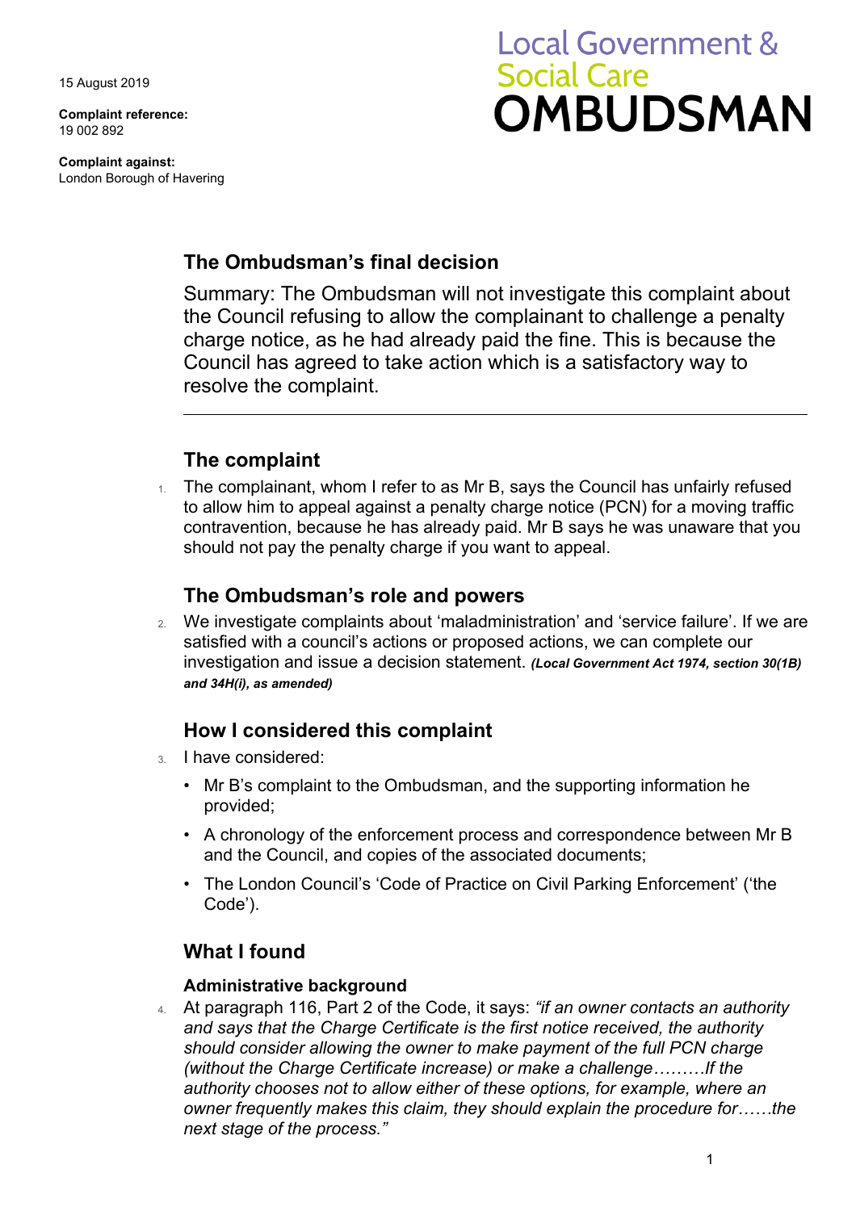15 August 2019

**Complaint reference:**
19 002 892

**Complaint against:**
London Borough of Havering

Local Government & Social Care
**OMBUDSMAN**

## The Ombudsman's final decision

Summary: The Ombudsman will not investigate this complaint about the Council refusing to allow the complainant to challenge a penalty charge notice, as he had already paid the fine. This is because the Council has agreed to take action which is a satisfactory way to resolve the complaint.

---

## The complaint

1. The complainant, whom I refer to as Mr B, says the Council has unfairly refused to allow him to appeal against a penalty charge notice (PCN) for a moving traffic contravention, because he has already paid. Mr B says he was unaware that you should not pay the penalty charge if you want to appeal.

## The Ombudsman's role and powers

2. We investigate complaints about 'maladministration' and 'service failure'. If we are satisfied with a council's actions or proposed actions, we can complete our investigation and issue a decision statement. ***(Local Government Act 1974, section 30(1B) and 34H(i), as amended)***

## How I considered this complaint

3. I have considered:
   - Mr B's complaint to the Ombudsman, and the supporting information he provided;
   - A chronology of the enforcement process and correspondence between Mr B and the Council, and copies of the associated documents;
   - The London Council's 'Code of Practice on Civil Parking Enforcement' ('the Code').

## What I found

### Administrative background

4. At paragraph 116, Part 2 of the Code, it says: *"if an owner contacts an authority and says that the Charge Certificate is the first notice received, the authority should consider allowing the owner to make payment of the full PCN charge (without the Charge Certificate increase) or make a challenge………If the authority chooses not to allow either of these options, for example, where an owner frequently makes this claim, they should explain the procedure for……the next stage of the process."*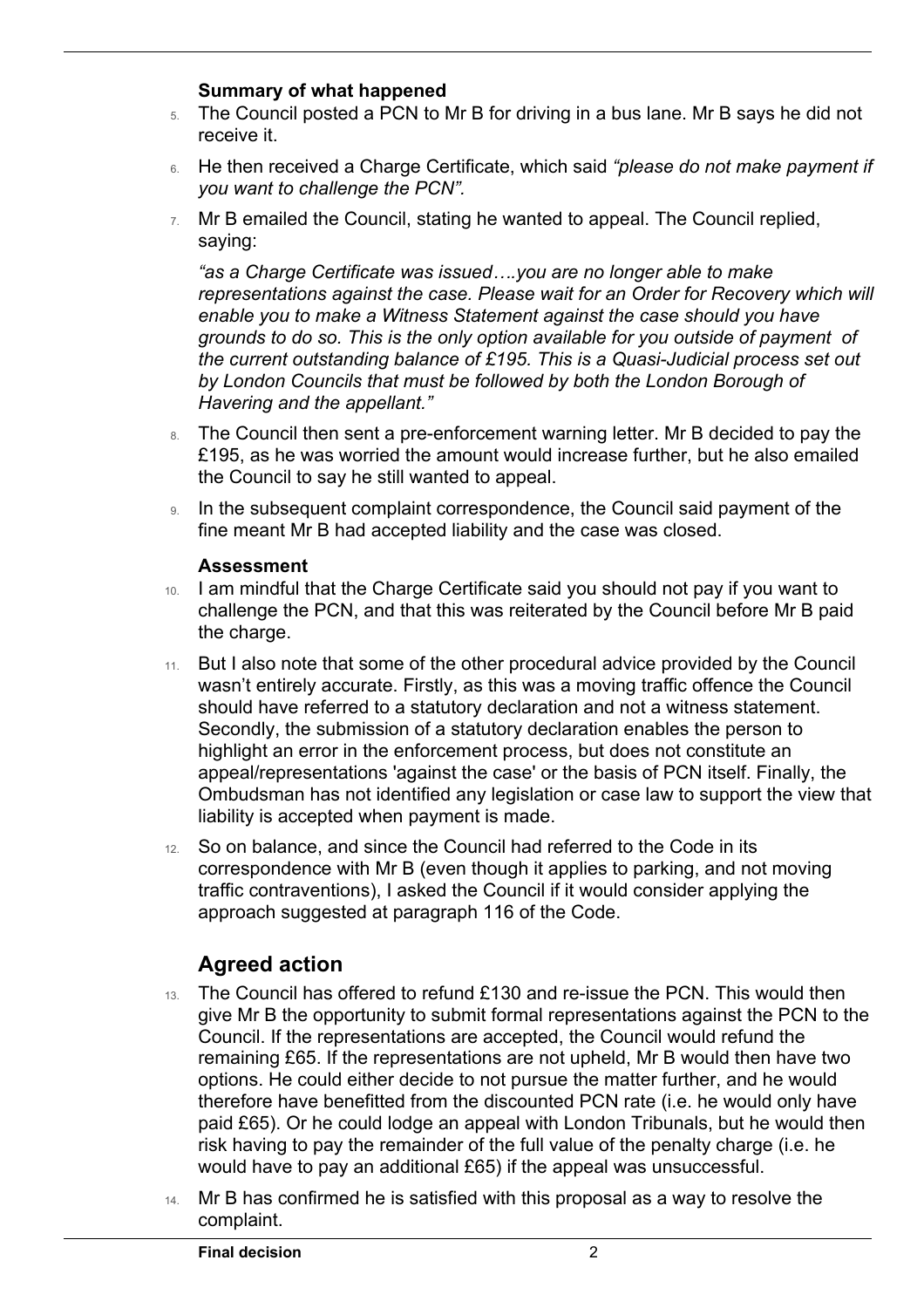**Summary of what happened**

5. The Council posted a PCN to Mr B for driving in a bus lane. Mr B says he did not receive it.

6. He then received a Charge Certificate, which said *"please do not make payment if you want to challenge the PCN".*

7. Mr B emailed the Council, stating he wanted to appeal. The Council replied, saying:

   *"as a Charge Certificate was issued….you are no longer able to make representations against the case. Please wait for an Order for Recovery which will enable you to make a Witness Statement against the case should you have grounds to do so. This is the only option available for you outside of payment of the current outstanding balance of £195. This is a Quasi-Judicial process set out by London Councils that must be followed by both the London Borough of Havering and the appellant."*

8. The Council then sent a pre-enforcement warning letter. Mr B decided to pay the £195, as he was worried the amount would increase further, but he also emailed the Council to say he still wanted to appeal.

9. In the subsequent complaint correspondence, the Council said payment of the fine meant Mr B had accepted liability and the case was closed.

**Assessment**

10. I am mindful that the Charge Certificate said you should not pay if you want to challenge the PCN, and that this was reiterated by the Council before Mr B paid the charge.

11. But I also note that some of the other procedural advice provided by the Council wasn't entirely accurate. Firstly, as this was a moving traffic offence the Council should have referred to a statutory declaration and not a witness statement. Secondly, the submission of a statutory declaration enables the person to highlight an error in the enforcement process, but does not constitute an appeal/representations 'against the case' or the basis of PCN itself. Finally, the Ombudsman has not identified any legislation or case law to support the view that liability is accepted when payment is made.

12. So on balance, and since the Council had referred to the Code in its correspondence with Mr B (even though it applies to parking, and not moving traffic contraventions), I asked the Council if it would consider applying the approach suggested at paragraph 116 of the Code.

## Agreed action

13. The Council has offered to refund £130 and re-issue the PCN. This would then give Mr B the opportunity to submit formal representations against the PCN to the Council. If the representations are accepted, the Council would refund the remaining £65. If the representations are not upheld, Mr B would then have two options. He could either decide to not pursue the matter further, and he would therefore have benefitted from the discounted PCN rate (i.e. he would only have paid £65). Or he could lodge an appeal with London Tribunals, but he would then risk having to pay the remainder of the full value of the penalty charge (i.e. he would have to pay an additional £65) if the appeal was unsuccessful.

14. Mr B has confirmed he is satisfied with this proposal as a way to resolve the complaint.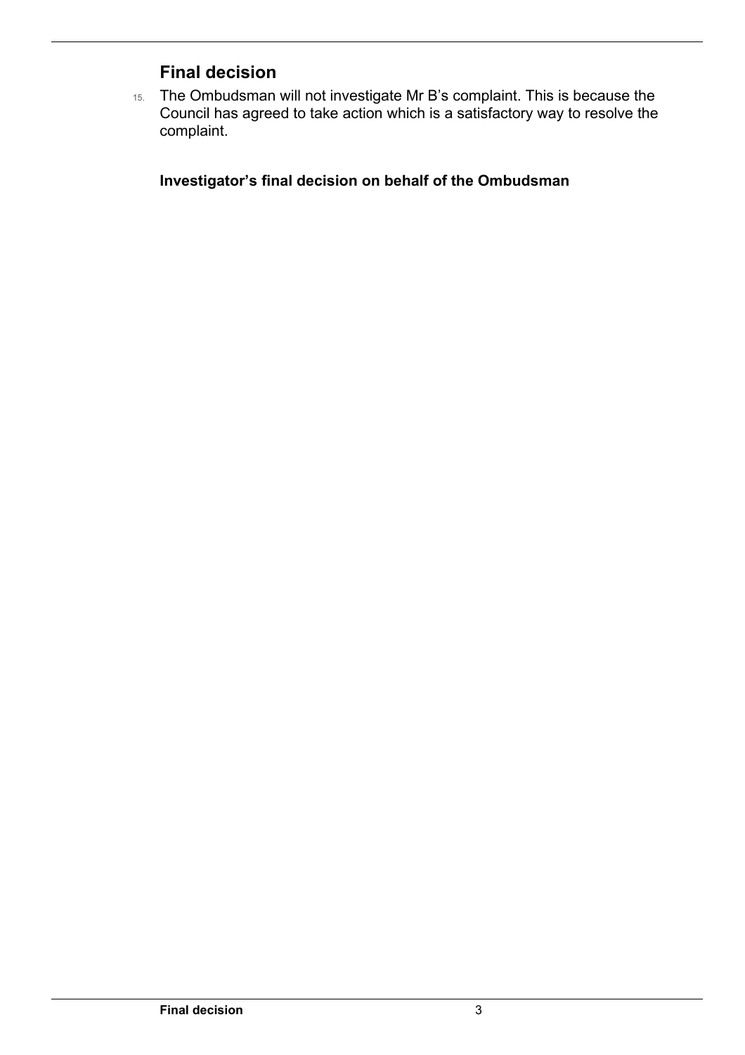## Final decision

15. The Ombudsman will not investigate Mr B's complaint. This is because the Council has agreed to take action which is a satisfactory way to resolve the complaint.

**Investigator's final decision on behalf of the Ombudsman**